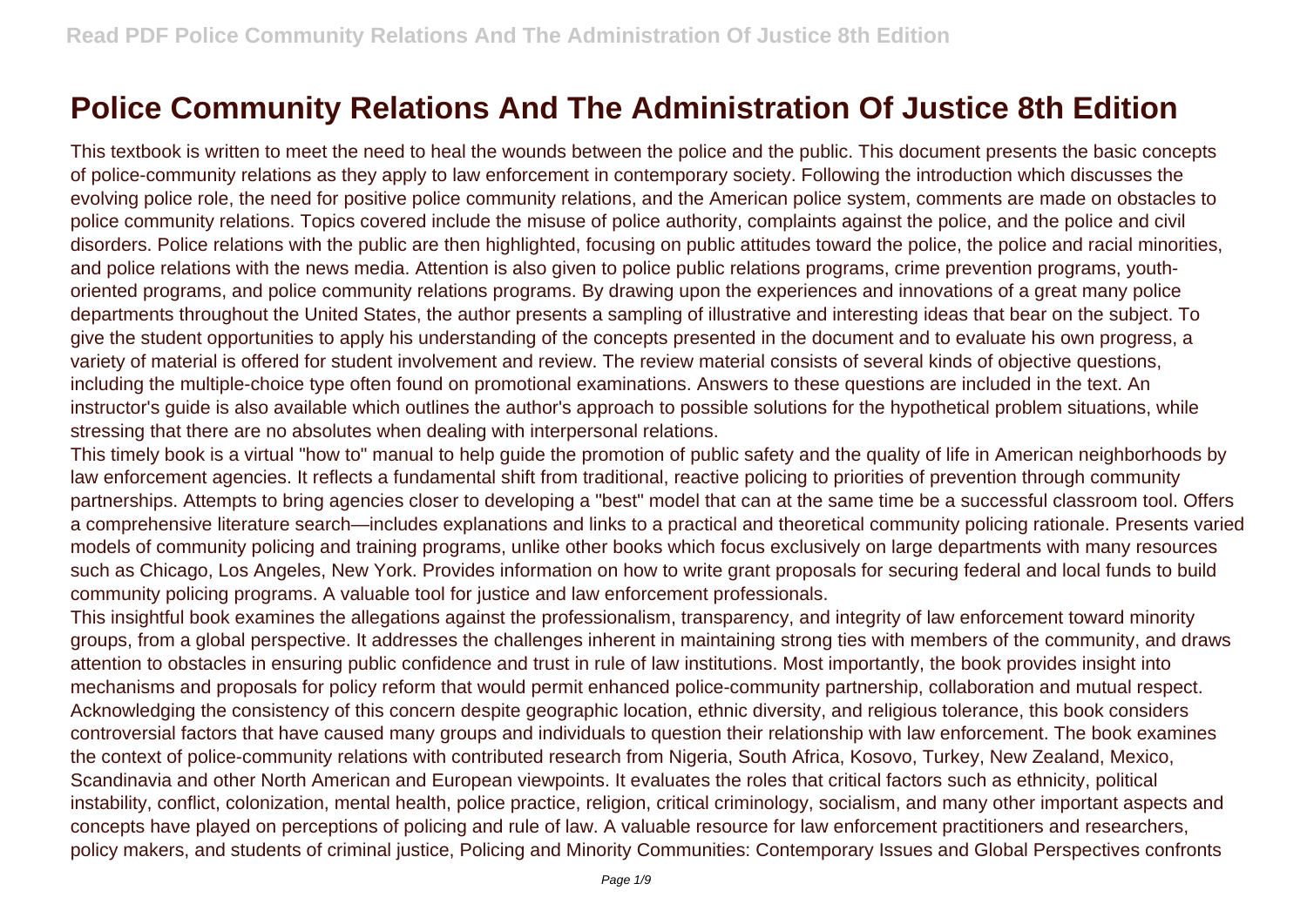# Police Community Relations And The Administration Of Justice 8th Edition

This textbook is written to meet the need to heal the wounds between the police and the public. This document presents the basic concepts of police-community relations as they apply to law enforcement in contemporary society. Following the introduction which discusses the evolving police role, the need for positive police community relations, and the American police system, comments are made on obstacles to police community relations. Topics covered include the misuse of police authority, complaints against the police, and the police and civil disorders. Police relations with the public are then highlighted, focusing on public attitudes toward the police, the police and racial minorities, and police relations with the news media. Attention is also given to police public relations programs, crime prevention programs, youth-oriented programs, and police community relations programs. By drawing upon the experiences and innovations of a great many police departments throughout the United States, the author presents a sampling of illustrative and interesting ideas that bear on the subject. To give the student opportunities to apply his understanding of the concepts presented in the document and to evaluate his own progress, a variety of material is offered for student involvement and review. The review material consists of several kinds of objective questions, including the multiple-choice type often found on promotional examinations. Answers to these questions are included in the text. An instructor's guide is also available which outlines the author's approach to possible solutions for the hypothetical problem situations, while stressing that there are no absolutes when dealing with interpersonal relations.

This timely book is a virtual "how to" manual to help guide the promotion of public safety and the quality of life in American neighborhoods by law enforcement agencies. It reflects a fundamental shift from traditional, reactive policing to priorities of prevention through community partnerships. Attempts to bring agencies closer to developing a "best" model that can at the same time be a successful classroom tool. Offers a comprehensive literature search—includes explanations and links to a practical and theoretical community policing rationale. Presents varied models of community policing and training programs, unlike other books which focus exclusively on large departments with many resources such as Chicago, Los Angeles, New York. Provides information on how to write grant proposals for securing federal and local funds to build community policing programs. A valuable tool for justice and law enforcement professionals.

This insightful book examines the allegations against the professionalism, transparency, and integrity of law enforcement toward minority groups, from a global perspective. It addresses the challenges inherent in maintaining strong ties with members of the community, and draws attention to obstacles in ensuring public confidence and trust in rule of law institutions. Most importantly, the book provides insight into mechanisms and proposals for policy reform that would permit enhanced police-community partnership, collaboration and mutual respect. Acknowledging the consistency of this concern despite geographic location, ethnic diversity, and religious tolerance, this book considers controversial factors that have caused many groups and individuals to question their relationship with law enforcement. The book examines the context of police-community relations with contributed research from Nigeria, South Africa, Kosovo, Turkey, New Zealand, Mexico, Scandinavia and other North American and European viewpoints. It evaluates the roles that critical factors such as ethnicity, political instability, conflict, colonization, mental health, police practice, religion, critical criminology, socialism, and many other important aspects and concepts have played on perceptions of policing and rule of law. A valuable resource for law enforcement practitioners and researchers, policy makers, and students of criminal justice, Policing and Minority Communities: Contemporary Issues and Global Perspectives confronts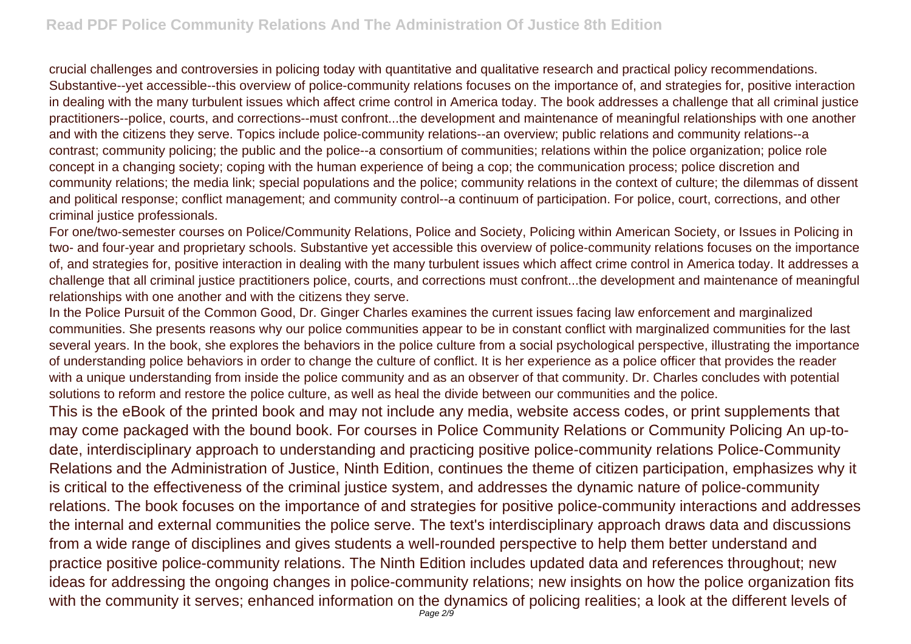crucial challenges and controversies in policing today with quantitative and qualitative research and practical policy recommendations.

Substantive--yet accessible--this overview of police-community relations focuses on the importance of, and strategies for, positive interaction in dealing with the many turbulent issues which affect crime control in America today. The book addresses a challenge that all criminal justice practitioners--police, courts, and corrections--must confront...the development and maintenance of meaningful relationships with one another and with the citizens they serve. Topics include police-community relations--an overview; public relations and community relations--a contrast; community policing; the public and the police--a consortium of communities; relations within the police organization; police role concept in a changing society; coping with the human experience of being a cop; the communication process; police discretion and community relations; the media link; special populations and the police; community relations in the context of culture; the dilemmas of dissent and political response; conflict management; and community control--a continuum of participation. For police, court, corrections, and other criminal justice professionals.

For one/two-semester courses on Police/Community Relations, Police and Society, Policing within American Society, or Issues in Policing in two- and four-year and proprietary schools. Substantive yet accessible this overview of police-community relations focuses on the importance of, and strategies for, positive interaction in dealing with the many turbulent issues which affect crime control in America today. It addresses a challenge that all criminal justice practitioners police, courts, and corrections must confront...the development and maintenance of meaningful relationships with one another and with the citizens they serve.

In the Police Pursuit of the Common Good, Dr. Ginger Charles examines the current issues facing law enforcement and marginalized communities. She presents reasons why our police communities appear to be in constant conflict with marginalized communities for the last several years. In the book, she explores the behaviors in the police culture from a social psychological perspective, illustrating the importance of understanding police behaviors in order to change the culture of conflict. It is her experience as a police officer that provides the reader with a unique understanding from inside the police community and as an observer of that community. Dr. Charles concludes with potential solutions to reform and restore the police culture, as well as heal the divide between our communities and the police.

This is the eBook of the printed book and may not include any media, website access codes, or print supplements that may come packaged with the bound book. For courses in Police Community Relations or Community Policing An up-to-date, interdisciplinary approach to understanding and practicing positive police-community relations Police-Community Relations and the Administration of Justice, Ninth Edition, continues the theme of citizen participation, emphasizes why it is critical to the effectiveness of the criminal justice system, and addresses the dynamic nature of police-community relations. The book focuses on the importance of and strategies for positive police-community interactions and addresses the internal and external communities the police serve. The text's interdisciplinary approach draws data and discussions from a wide range of disciplines and gives students a well-rounded perspective to help them better understand and practice positive police-community relations. The Ninth Edition includes updated data and references throughout; new ideas for addressing the ongoing changes in police-community relations; new insights on how the police organization fits with the community it serves; enhanced information on the dynamics of policing realities; a look at the different levels of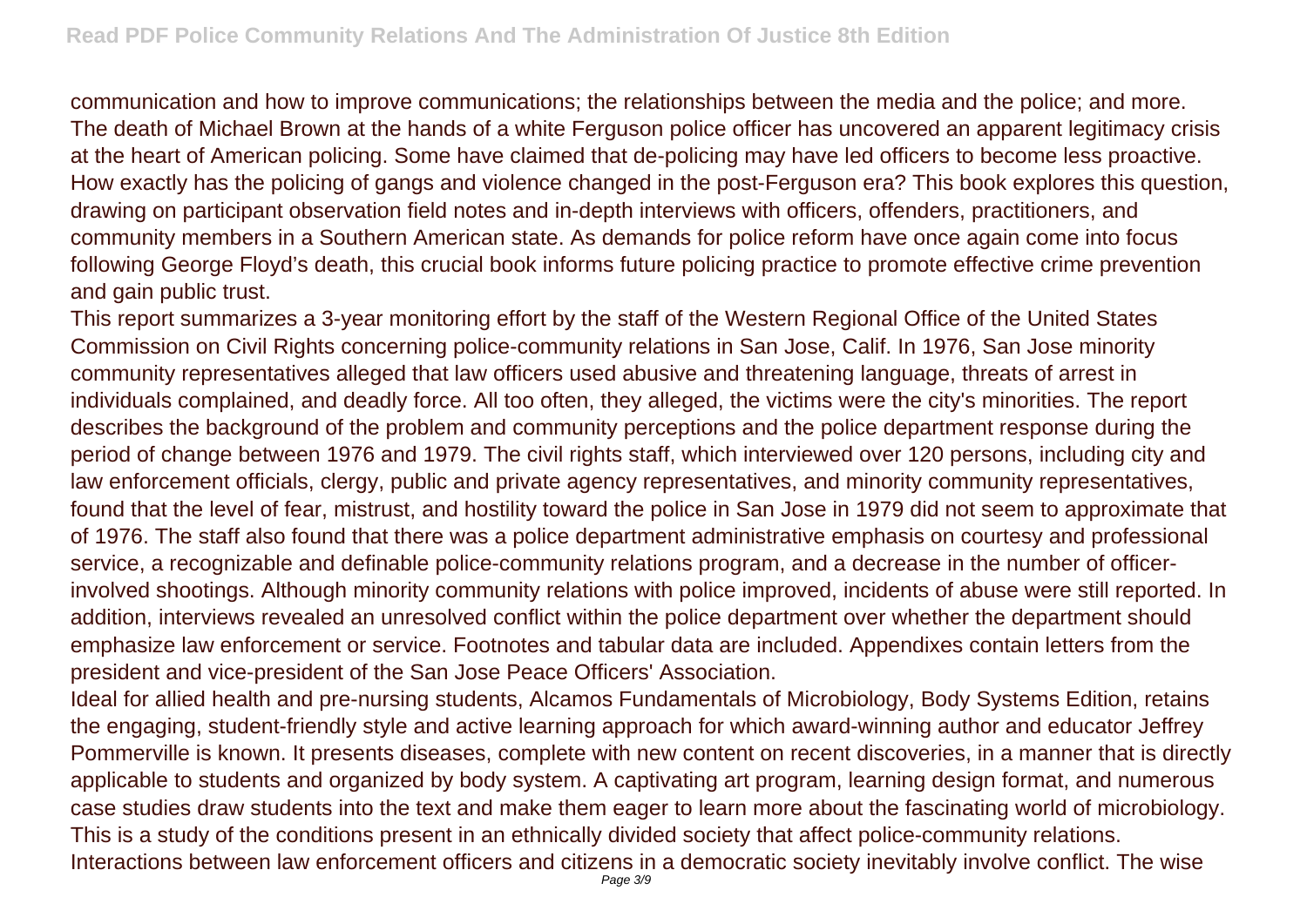communication and how to improve communications; the relationships between the media and the police; and more.
The death of Michael Brown at the hands of a white Ferguson police officer has uncovered an apparent legitimacy crisis at the heart of American policing. Some have claimed that de-policing may have led officers to become less proactive. How exactly has the policing of gangs and violence changed in the post-Ferguson era? This book explores this question, drawing on participant observation field notes and in-depth interviews with officers, offenders, practitioners, and community members in a Southern American state. As demands for police reform have once again come into focus following George Floyd's death, this crucial book informs future policing practice to promote effective crime prevention and gain public trust.

This report summarizes a 3-year monitoring effort by the staff of the Western Regional Office of the United States Commission on Civil Rights concerning police-community relations in San Jose, Calif. In 1976, San Jose minority community representatives alleged that law officers used abusive and threatening language, threats of arrest in individuals complained, and deadly force. All too often, they alleged, the victims were the city's minorities. The report describes the background of the problem and community perceptions and the police department response during the period of change between 1976 and 1979. The civil rights staff, which interviewed over 120 persons, including city and law enforcement officials, clergy, public and private agency representatives, and minority community representatives, found that the level of fear, mistrust, and hostility toward the police in San Jose in 1979 did not seem to approximate that of 1976. The staff also found that there was a police department administrative emphasis on courtesy and professional service, a recognizable and definable police-community relations program, and a decrease in the number of officer-involved shootings. Although minority community relations with police improved, incidents of abuse were still reported. In addition, interviews revealed an unresolved conflict within the police department over whether the department should emphasize law enforcement or service. Footnotes and tabular data are included. Appendixes contain letters from the president and vice-president of the San Jose Peace Officers' Association.

Ideal for allied health and pre-nursing students, Alcamos Fundamentals of Microbiology, Body Systems Edition, retains the engaging, student-friendly style and active learning approach for which award-winning author and educator Jeffrey Pommerville is known. It presents diseases, complete with new content on recent discoveries, in a manner that is directly applicable to students and organized by body system. A captivating art program, learning design format, and numerous case studies draw students into the text and make them eager to learn more about the fascinating world of microbiology.

This is a study of the conditions present in an ethnically divided society that affect police-community relations.

Interactions between law enforcement officers and citizens in a democratic society inevitably involve conflict. The wise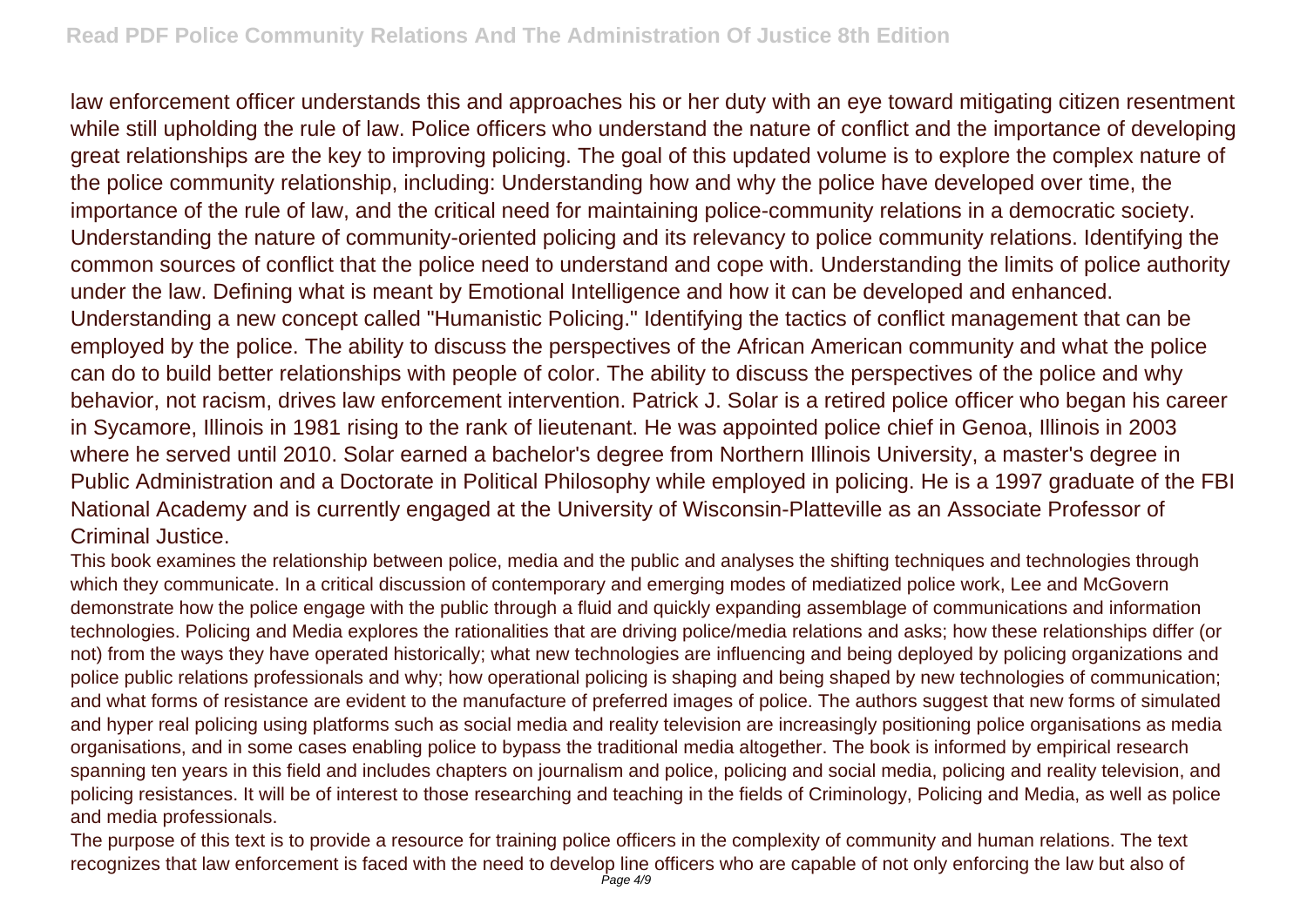law enforcement officer understands this and approaches his or her duty with an eye toward mitigating citizen resentment while still upholding the rule of law. Police officers who understand the nature of conflict and the importance of developing great relationships are the key to improving policing. The goal of this updated volume is to explore the complex nature of the police community relationship, including: Understanding how and why the police have developed over time, the importance of the rule of law, and the critical need for maintaining police-community relations in a democratic society. Understanding the nature of community-oriented policing and its relevancy to police community relations. Identifying the common sources of conflict that the police need to understand and cope with. Understanding the limits of police authority under the law. Defining what is meant by Emotional Intelligence and how it can be developed and enhanced. Understanding a new concept called "Humanistic Policing." Identifying the tactics of conflict management that can be employed by the police. The ability to discuss the perspectives of the African American community and what the police can do to build better relationships with people of color. The ability to discuss the perspectives of the police and why behavior, not racism, drives law enforcement intervention. Patrick J. Solar is a retired police officer who began his career in Sycamore, Illinois in 1981 rising to the rank of lieutenant. He was appointed police chief in Genoa, Illinois in 2003 where he served until 2010. Solar earned a bachelor's degree from Northern Illinois University, a master's degree in Public Administration and a Doctorate in Political Philosophy while employed in policing. He is a 1997 graduate of the FBI National Academy and is currently engaged at the University of Wisconsin-Platteville as an Associate Professor of Criminal Justice.

This book examines the relationship between police, media and the public and analyses the shifting techniques and technologies through which they communicate. In a critical discussion of contemporary and emerging modes of mediatized police work, Lee and McGovern demonstrate how the police engage with the public through a fluid and quickly expanding assemblage of communications and information technologies. Policing and Media explores the rationalities that are driving police/media relations and asks; how these relationships differ (or not) from the ways they have operated historically; what new technologies are influencing and being deployed by policing organizations and police public relations professionals and why; how operational policing is shaping and being shaped by new technologies of communication; and what forms of resistance are evident to the manufacture of preferred images of police. The authors suggest that new forms of simulated and hyper real policing using platforms such as social media and reality television are increasingly positioning police organisations as media organisations, and in some cases enabling police to bypass the traditional media altogether. The book is informed by empirical research spanning ten years in this field and includes chapters on journalism and police, policing and social media, policing and reality television, and policing resistances. It will be of interest to those researching and teaching in the fields of Criminology, Policing and Media, as well as police and media professionals.

The purpose of this text is to provide a resource for training police officers in the complexity of community and human relations. The text recognizes that law enforcement is faced with the need to develop line officers who are capable of not only enforcing the law but also of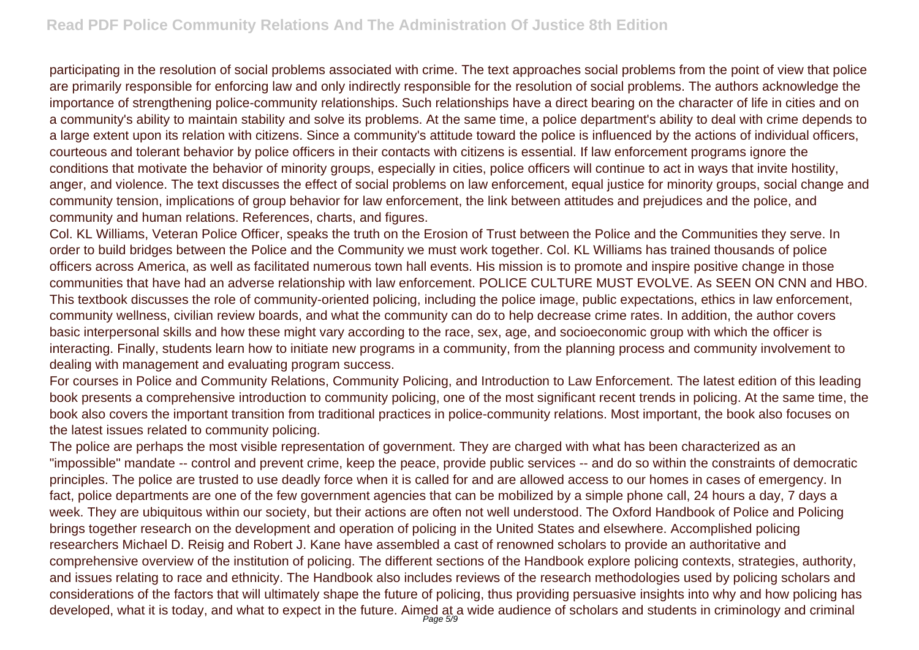participating in the resolution of social problems associated with crime. The text approaches social problems from the point of view that police are primarily responsible for enforcing law and only indirectly responsible for the resolution of social problems. The authors acknowledge the importance of strengthening police-community relationships. Such relationships have a direct bearing on the character of life in cities and on a community's ability to maintain stability and solve its problems. At the same time, a police department's ability to deal with crime depends to a large extent upon its relation with citizens. Since a community's attitude toward the police is influenced by the actions of individual officers, courteous and tolerant behavior by police officers in their contacts with citizens is essential. If law enforcement programs ignore the conditions that motivate the behavior of minority groups, especially in cities, police officers will continue to act in ways that invite hostility, anger, and violence. The text discusses the effect of social problems on law enforcement, equal justice for minority groups, social change and community tension, implications of group behavior for law enforcement, the link between attitudes and prejudices and the police, and community and human relations. References, charts, and figures.

Col. KL Williams, Veteran Police Officer, speaks the truth on the Erosion of Trust between the Police and the Communities they serve. In order to build bridges between the Police and the Community we must work together. Col. KL Williams has trained thousands of police officers across America, as well as facilitated numerous town hall events. His mission is to promote and inspire positive change in those communities that have had an adverse relationship with law enforcement. POLICE CULTURE MUST EVOLVE. As SEEN ON CNN and HBO.

This textbook discusses the role of community-oriented policing, including the police image, public expectations, ethics in law enforcement, community wellness, civilian review boards, and what the community can do to help decrease crime rates. In addition, the author covers basic interpersonal skills and how these might vary according to the race, sex, age, and socioeconomic group with which the officer is interacting. Finally, students learn how to initiate new programs in a community, from the planning process and community involvement to dealing with management and evaluating program success.

For courses in Police and Community Relations, Community Policing, and Introduction to Law Enforcement. The latest edition of this leading book presents a comprehensive introduction to community policing, one of the most significant recent trends in policing. At the same time, the book also covers the important transition from traditional practices in police-community relations. Most important, the book also focuses on the latest issues related to community policing.

The police are perhaps the most visible representation of government. They are charged with what has been characterized as an "impossible" mandate -- control and prevent crime, keep the peace, provide public services -- and do so within the constraints of democratic principles. The police are trusted to use deadly force when it is called for and are allowed access to our homes in cases of emergency. In fact, police departments are one of the few government agencies that can be mobilized by a simple phone call, 24 hours a day, 7 days a week. They are ubiquitous within our society, but their actions are often not well understood. The Oxford Handbook of Police and Policing brings together research on the development and operation of policing in the United States and elsewhere. Accomplished policing researchers Michael D. Reisig and Robert J. Kane have assembled a cast of renowned scholars to provide an authoritative and comprehensive overview of the institution of policing. The different sections of the Handbook explore policing contexts, strategies, authority, and issues relating to race and ethnicity. The Handbook also includes reviews of the research methodologies used by policing scholars and considerations of the factors that will ultimately shape the future of policing, thus providing persuasive insights into why and how policing has developed, what it is today, and what to expect in the future. Aimed at a wide audience of scholars and students in criminology and criminal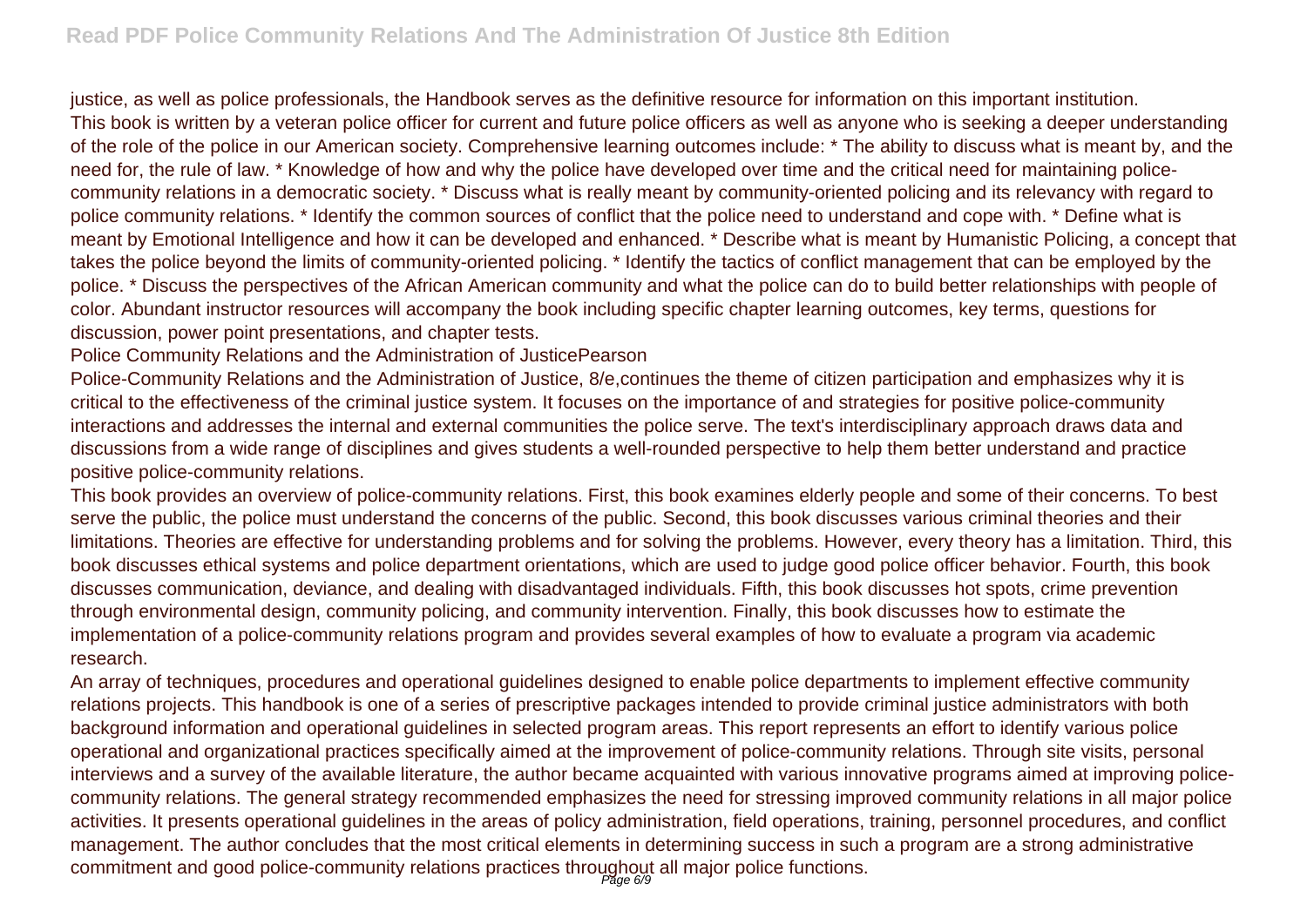justice, as well as police professionals, the Handbook serves as the definitive resource for information on this important institution.

This book is written by a veteran police officer for current and future police officers as well as anyone who is seeking a deeper understanding of the role of the police in our American society. Comprehensive learning outcomes include: * The ability to discuss what is meant by, and the need for, the rule of law. * Knowledge of how and why the police have developed over time and the critical need for maintaining police-community relations in a democratic society. * Discuss what is really meant by community-oriented policing and its relevancy with regard to police community relations. * Identify the common sources of conflict that the police need to understand and cope with. * Define what is meant by Emotional Intelligence and how it can be developed and enhanced. * Describe what is meant by Humanistic Policing, a concept that takes the police beyond the limits of community-oriented policing. * Identify the tactics of conflict management that can be employed by the police. * Discuss the perspectives of the African American community and what the police can do to build better relationships with people of color. Abundant instructor resources will accompany the book including specific chapter learning outcomes, key terms, questions for discussion, power point presentations, and chapter tests.

Police Community Relations and the Administration of JusticePearson

Police-Community Relations and the Administration of Justice, 8/e,continues the theme of citizen participation and emphasizes why it is critical to the effectiveness of the criminal justice system. It focuses on the importance of and strategies for positive police-community interactions and addresses the internal and external communities the police serve. The text's interdisciplinary approach draws data and discussions from a wide range of disciplines and gives students a well-rounded perspective to help them better understand and practice positive police-community relations.

This book provides an overview of police-community relations. First, this book examines elderly people and some of their concerns. To best serve the public, the police must understand the concerns of the public. Second, this book discusses various criminal theories and their limitations. Theories are effective for understanding problems and for solving the problems. However, every theory has a limitation. Third, this book discusses ethical systems and police department orientations, which are used to judge good police officer behavior. Fourth, this book discusses communication, deviance, and dealing with disadvantaged individuals. Fifth, this book discusses hot spots, crime prevention through environmental design, community policing, and community intervention. Finally, this book discusses how to estimate the implementation of a police-community relations program and provides several examples of how to evaluate a program via academic research.

An array of techniques, procedures and operational guidelines designed to enable police departments to implement effective community relations projects. This handbook is one of a series of prescriptive packages intended to provide criminal justice administrators with both background information and operational guidelines in selected program areas. This report represents an effort to identify various police operational and organizational practices specifically aimed at the improvement of police-community relations. Through site visits, personal interviews and a survey of the available literature, the author became acquainted with various innovative programs aimed at improving police-community relations. The general strategy recommended emphasizes the need for stressing improved community relations in all major police activities. It presents operational guidelines in the areas of policy administration, field operations, training, personnel procedures, and conflict management. The author concludes that the most critical elements in determining success in such a program are a strong administrative commitment and good police-community relations practices throughout all major police functions.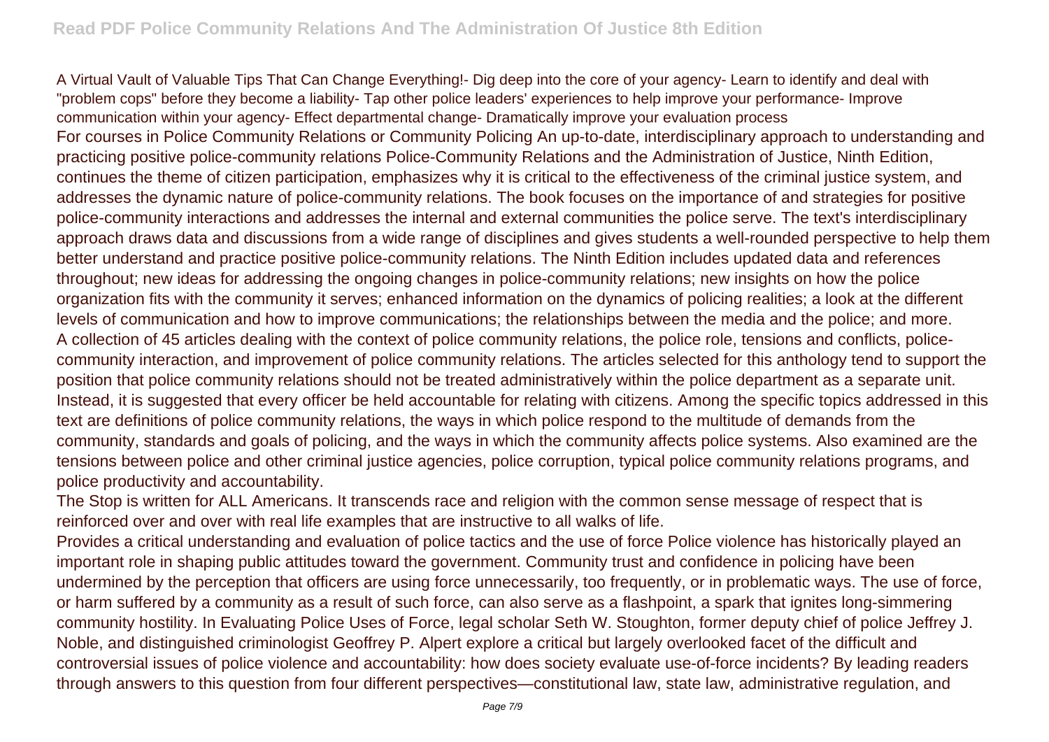A Virtual Vault of Valuable Tips That Can Change Everything!- Dig deep into the core of your agency- Learn to identify and deal with "problem cops" before they become a liability- Tap other police leaders' experiences to help improve your performance- Improve communication within your agency- Effect departmental change- Dramatically improve your evaluation process

For courses in Police Community Relations or Community Policing An up-to-date, interdisciplinary approach to understanding and practicing positive police-community relations Police-Community Relations and the Administration of Justice, Ninth Edition, continues the theme of citizen participation, emphasizes why it is critical to the effectiveness of the criminal justice system, and addresses the dynamic nature of police-community relations. The book focuses on the importance of and strategies for positive police-community interactions and addresses the internal and external communities the police serve. The text's interdisciplinary approach draws data and discussions from a wide range of disciplines and gives students a well-rounded perspective to help them better understand and practice positive police-community relations. The Ninth Edition includes updated data and references throughout; new ideas for addressing the ongoing changes in police-community relations; new insights on how the police organization fits with the community it serves; enhanced information on the dynamics of policing realities; a look at the different levels of communication and how to improve communications; the relationships between the media and the police; and more.

A collection of 45 articles dealing with the context of police community relations, the police role, tensions and conflicts, police-community interaction, and improvement of police community relations. The articles selected for this anthology tend to support the position that police community relations should not be treated administratively within the police department as a separate unit. Instead, it is suggested that every officer be held accountable for relating with citizens. Among the specific topics addressed in this text are definitions of police community relations, the ways in which police respond to the multitude of demands from the community, standards and goals of policing, and the ways in which the community affects police systems. Also examined are the tensions between police and other criminal justice agencies, police corruption, typical police community relations programs, and police productivity and accountability.

The Stop is written for ALL Americans. It transcends race and religion with the common sense message of respect that is reinforced over and over with real life examples that are instructive to all walks of life.

Provides a critical understanding and evaluation of police tactics and the use of force Police violence has historically played an important role in shaping public attitudes toward the government. Community trust and confidence in policing have been undermined by the perception that officers are using force unnecessarily, too frequently, or in problematic ways. The use of force, or harm suffered by a community as a result of such force, can also serve as a flashpoint, a spark that ignites long-simmering community hostility. In Evaluating Police Uses of Force, legal scholar Seth W. Stoughton, former deputy chief of police Jeffrey J. Noble, and distinguished criminologist Geoffrey P. Alpert explore a critical but largely overlooked facet of the difficult and controversial issues of police violence and accountability: how does society evaluate use-of-force incidents? By leading readers through answers to this question from four different perspectives—constitutional law, state law, administrative regulation, and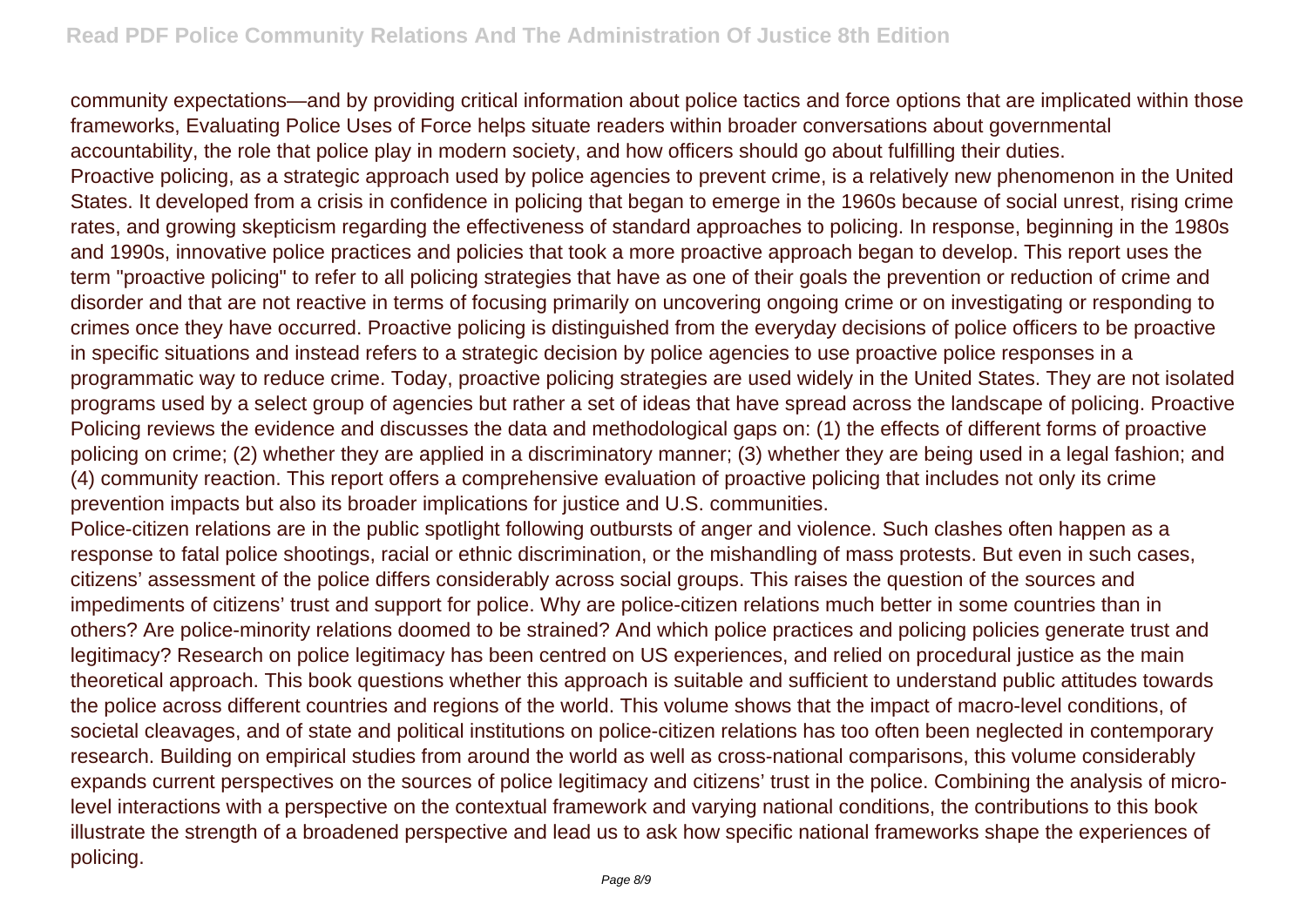community expectations—and by providing critical information about police tactics and force options that are implicated within those frameworks, Evaluating Police Uses of Force helps situate readers within broader conversations about governmental accountability, the role that police play in modern society, and how officers should go about fulfilling their duties.

Proactive policing, as a strategic approach used by police agencies to prevent crime, is a relatively new phenomenon in the United States. It developed from a crisis in confidence in policing that began to emerge in the 1960s because of social unrest, rising crime rates, and growing skepticism regarding the effectiveness of standard approaches to policing. In response, beginning in the 1980s and 1990s, innovative police practices and policies that took a more proactive approach began to develop. This report uses the term "proactive policing" to refer to all policing strategies that have as one of their goals the prevention or reduction of crime and disorder and that are not reactive in terms of focusing primarily on uncovering ongoing crime or on investigating or responding to crimes once they have occurred. Proactive policing is distinguished from the everyday decisions of police officers to be proactive in specific situations and instead refers to a strategic decision by police agencies to use proactive police responses in a programmatic way to reduce crime. Today, proactive policing strategies are used widely in the United States. They are not isolated programs used by a select group of agencies but rather a set of ideas that have spread across the landscape of policing. Proactive Policing reviews the evidence and discusses the data and methodological gaps on: (1) the effects of different forms of proactive policing on crime; (2) whether they are applied in a discriminatory manner; (3) whether they are being used in a legal fashion; and (4) community reaction. This report offers a comprehensive evaluation of proactive policing that includes not only its crime prevention impacts but also its broader implications for justice and U.S. communities.

Police-citizen relations are in the public spotlight following outbursts of anger and violence. Such clashes often happen as a response to fatal police shootings, racial or ethnic discrimination, or the mishandling of mass protests. But even in such cases, citizens' assessment of the police differs considerably across social groups. This raises the question of the sources and impediments of citizens' trust and support for police. Why are police-citizen relations much better in some countries than in others? Are police-minority relations doomed to be strained? And which police practices and policing policies generate trust and legitimacy? Research on police legitimacy has been centred on US experiences, and relied on procedural justice as the main theoretical approach. This book questions whether this approach is suitable and sufficient to understand public attitudes towards the police across different countries and regions of the world. This volume shows that the impact of macro-level conditions, of societal cleavages, and of state and political institutions on police-citizen relations has too often been neglected in contemporary research. Building on empirical studies from around the world as well as cross-national comparisons, this volume considerably expands current perspectives on the sources of police legitimacy and citizens' trust in the police. Combining the analysis of micro-level interactions with a perspective on the contextual framework and varying national conditions, the contributions to this book illustrate the strength of a broadened perspective and lead us to ask how specific national frameworks shape the experiences of policing.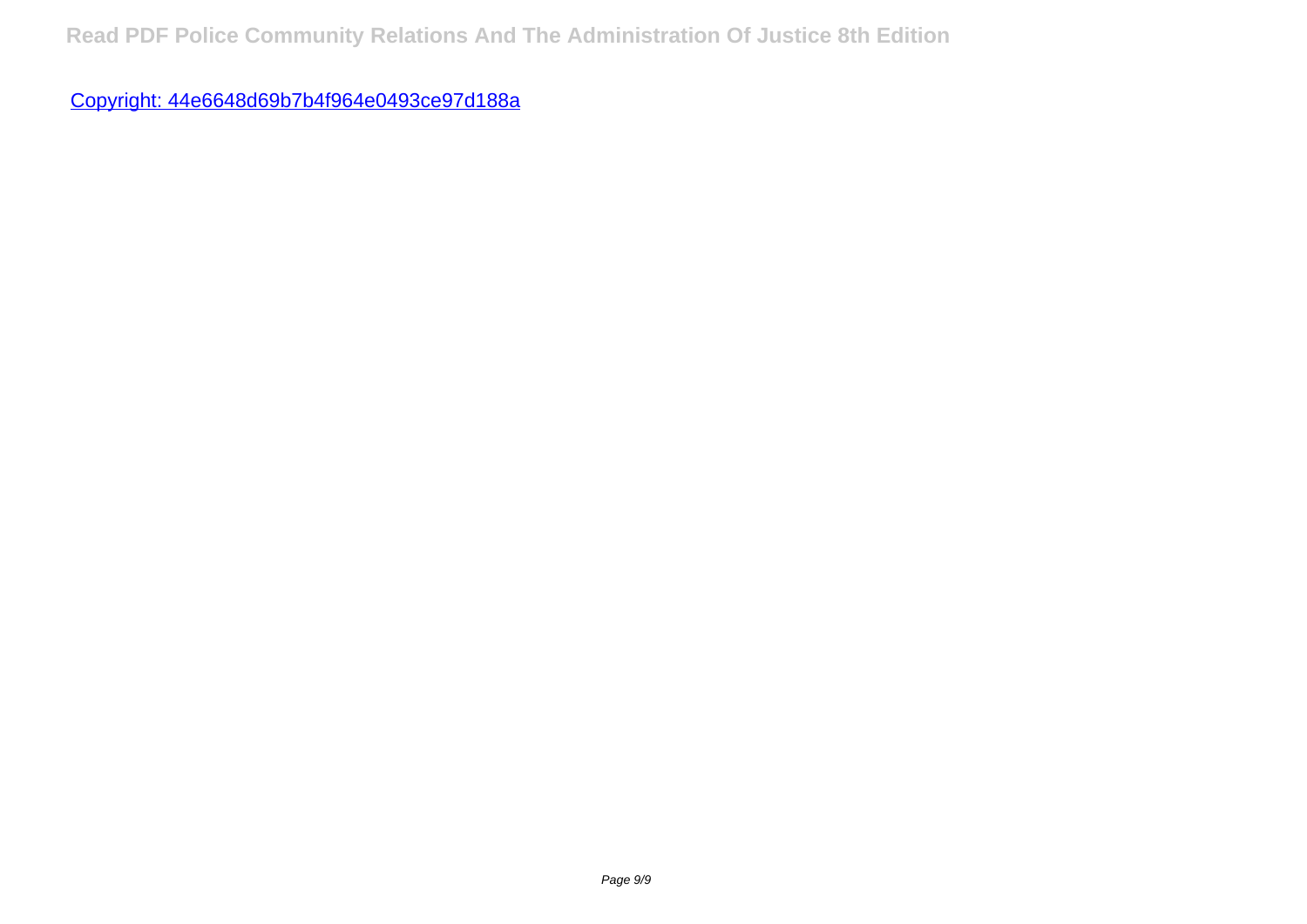[Copyright: 44e6648d69b7b4f964e0493ce97d188a]